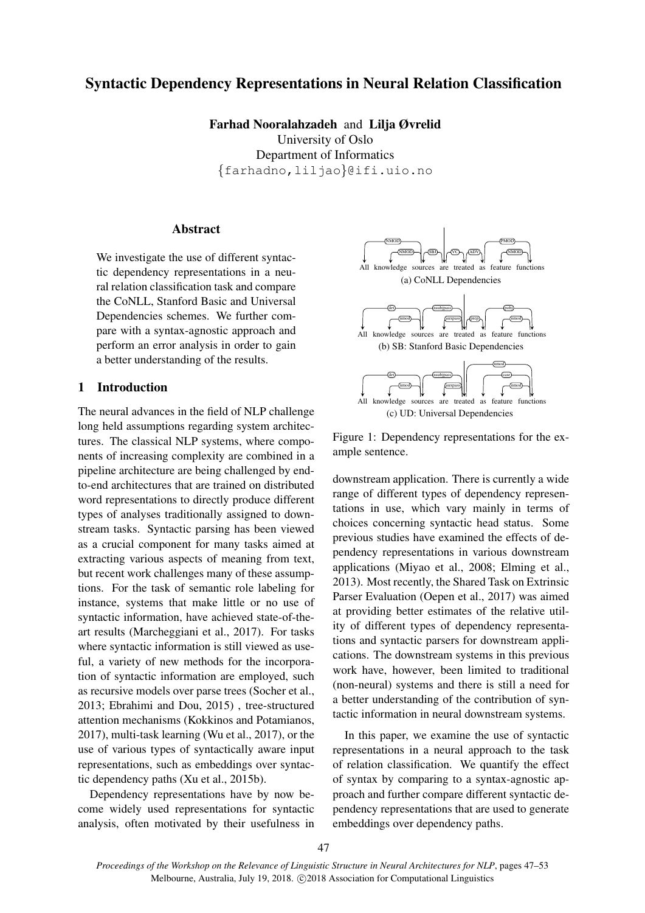# Syntactic Dependency Representations in Neural Relation Classification

**Farhad Nooralahzadeh** and **Lilja Øvrelid**
University of Oslo
Department of Informatics
{farhadno,liljao}@ifi.uio.no

## Abstract

We investigate the use of different syntactic dependency representations in a neural relation classification task and compare the CoNLL, Stanford Basic and Universal Dependencies schemes. We further compare with a syntax-agnostic approach and perform an error analysis in order to gain a better understanding of the results.

## 1 Introduction

The neural advances in the field of NLP challenge long held assumptions regarding system architectures. The classical NLP systems, where components of increasing complexity are combined in a pipeline architecture are being challenged by end-to-end architectures that are trained on distributed word representations to directly produce different types of analyses traditionally assigned to downstream tasks. Syntactic parsing has been viewed as a crucial component for many tasks aimed at extracting various aspects of meaning from text, but recent work challenges many of these assumptions. For the task of semantic role labeling for instance, systems that make little or no use of syntactic information, have achieved state-of-the-art results (Marcheggiani et al., 2017). For tasks where syntactic information is still viewed as useful, a variety of new methods for the incorporation of syntactic information are employed, such as recursive models over parse trees (Socher et al., 2013; Ebrahimi and Dou, 2015) , tree-structured attention mechanisms (Kokkinos and Potamianos, 2017), multi-task learning (Wu et al., 2017), or the use of various types of syntactically aware input representations, such as embeddings over syntactic dependency paths (Xu et al., 2015b).

Dependency representations have by now become widely used representations for syntactic analysis, often motivated by their usefulness in downstream application. There is currently a wide range of different types of dependency representations in use, which vary mainly in terms of choices concerning syntactic head status. Some previous studies have examined the effects of dependency representations in various downstream applications (Miyao et al., 2008; Elming et al., 2013). Most recently, the Shared Task on Extrinsic Parser Evaluation (Oepen et al., 2017) was aimed at providing better estimates of the relative utility of different types of dependency representations and syntactic parsers for downstream applications. The downstream systems in this previous work have, however, been limited to traditional (non-neural) systems and there is still a need for a better understanding of the contribution of syntactic information in neural downstream systems.

(a) CoNLL Dependencies

(b) SB: Stanford Basic Dependencies

(c) UD: Universal Dependencies

Figure 1: Dependency representations for the example sentence.

In this paper, we examine the use of syntactic representations in a neural approach to the task of relation classification. We quantify the effect of syntax by comparing to a syntax-agnostic approach and further compare different syntactic dependency representations that are used to generate embeddings over dependency paths.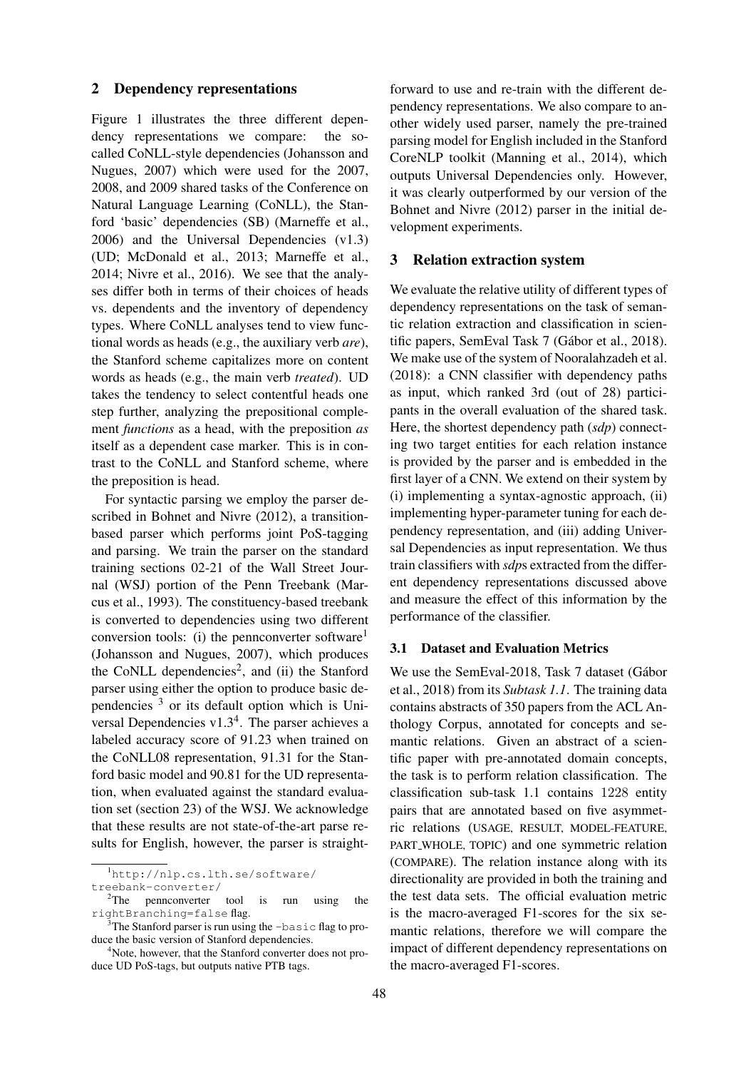## 2 Dependency representations

Figure 1 illustrates the three different dependency representations we compare: the so-called CoNLL-style dependencies (Johansson and Nugues, 2007) which were used for the 2007, 2008, and 2009 shared tasks of the Conference on Natural Language Learning (CoNLL), the Stanford 'basic' dependencies (SB) (Marneffe et al., 2006) and the Universal Dependencies (v1.3) (UD; McDonald et al., 2013; Marneffe et al., 2014; Nivre et al., 2016). We see that the analyses differ both in terms of their choices of heads vs. dependents and the inventory of dependency types. Where CoNLL analyses tend to view functional words as heads (e.g., the auxiliary verb *are*), the Stanford scheme capitalizes more on content words as heads (e.g., the main verb *treated*). UD takes the tendency to select contentful heads one step further, analyzing the prepositional complement *functions* as a head, with the preposition *as* itself as a dependent case marker. This is in contrast to the CoNLL and Stanford scheme, where the preposition is head.

For syntactic parsing we employ the parser described in Bohnet and Nivre (2012), a transition-based parser which performs joint PoS-tagging and parsing. We train the parser on the standard training sections 02-21 of the Wall Street Journal (WSJ) portion of the Penn Treebank (Marcus et al., 1993). The constituency-based treebank is converted to dependencies using two different conversion tools: (i) the pennconverter software[1] (Johansson and Nugues, 2007), which produces the CoNLL dependencies[2], and (ii) the Stanford parser using either the option to produce basic dependencies [3] or its default option which is Universal Dependencies v1.3[4]. The parser achieves a labeled accuracy score of 91.23 when trained on the CoNLL08 representation, 91.31 for the Stanford basic model and 90.81 for the UD representation, when evaluated against the standard evaluation set (section 23) of the WSJ. We acknowledge that these results are not state-of-the-art parse results for English, however, the parser is straightforward to use and re-train with the different dependency representations. We also compare to another widely used parser, namely the pre-trained parsing model for English included in the Stanford CoreNLP toolkit (Manning et al., 2014), which outputs Universal Dependencies only. However, it was clearly outperformed by our version of the Bohnet and Nivre (2012) parser in the initial development experiments.

[1] `http://nlp.cs.lth.se/software/treebank-converter/`

[2] The pennconverter tool is run using the `rightBranching=false` flag.

[3] The Stanford parser is run using the `-basic` flag to produce the basic version of Stanford dependencies.

[4] Note, however, that the Stanford converter does not produce UD PoS-tags, but outputs native PTB tags.

## 3 Relation extraction system

We evaluate the relative utility of different types of dependency representations on the task of semantic relation extraction and classification in scientific papers, SemEval Task 7 (Gábor et al., 2018). We make use of the system of Nooralahzadeh et al. (2018): a CNN classifier with dependency paths as input, which ranked 3rd (out of 28) participants in the overall evaluation of the shared task. Here, the shortest dependency path (*sdp*) connecting two target entities for each relation instance is provided by the parser and is embedded in the first layer of a CNN. We extend on their system by (i) implementing a syntax-agnostic approach, (ii) implementing hyper-parameter tuning for each dependency representation, and (iii) adding Universal Dependencies as input representation. We thus train classifiers with *sdp*s extracted from the different dependency representations discussed above and measure the effect of this information by the performance of the classifier.

### 3.1 Dataset and Evaluation Metrics

We use the SemEval-2018, Task 7 dataset (Gábor et al., 2018) from its *Subtask 1.1*. The training data contains abstracts of 350 papers from the ACL Anthology Corpus, annotated for concepts and semantic relations. Given an abstract of a scientific paper with pre-annotated domain concepts, the task is to perform relation classification. The classification sub-task 1.1 contains 1228 entity pairs that are annotated based on five asymmetric relations (USAGE, RESULT, MODEL-FEATURE, PART_WHOLE, TOPIC) and one symmetric relation (COMPARE). The relation instance along with its directionality are provided in both the training and the test data sets. The official evaluation metric is the macro-averaged F1-scores for the six semantic relations, therefore we will compare the impact of different dependency representations on the macro-averaged F1-scores.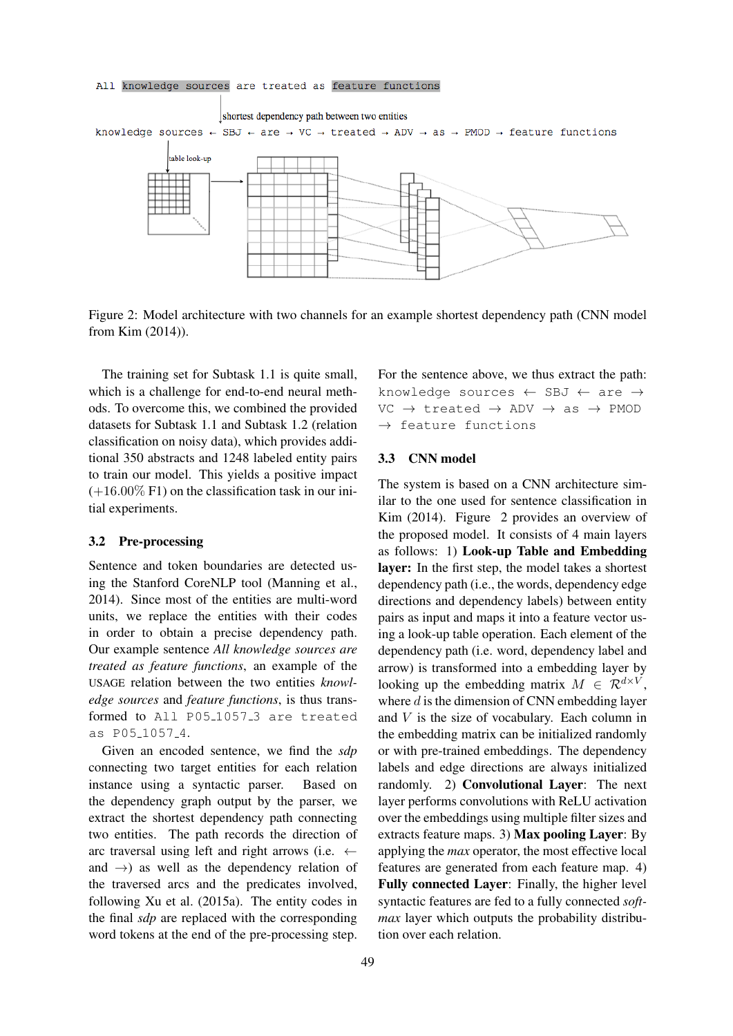Figure 2: Model architecture with two channels for an example shortest dependency path (CNN model from Kim (2014)).

The training set for Subtask 1.1 is quite small, which is a challenge for end-to-end neural methods. To overcome this, we combined the provided datasets for Subtask 1.1 and Subtask 1.2 (relation classification on noisy data), which provides additional 350 abstracts and 1248 labeled entity pairs to train our model. This yields a positive impact ($+16.00\%$ F1) on the classification task in our initial experiments.

### 3.2 Pre-processing

Sentence and token boundaries are detected using the Stanford CoreNLP tool (Manning et al., 2014). Since most of the entities are multi-word units, we replace the entities with their codes in order to obtain a precise dependency path. Our example sentence *All knowledge sources are treated as feature functions*, an example of the USAGE relation between the two entities *knowledge sources* and *feature functions*, is thus transformed to `All P05_1057_3 are treated as P05_1057_4`.

Given an encoded sentence, we find the *sdp* connecting two target entities for each relation instance using a syntactic parser. Based on the dependency graph output by the parser, we extract the shortest dependency path connecting two entities. The path records the direction of arc traversal using left and right arrows (i.e. $\leftarrow$ and $\rightarrow$) as well as the dependency relation of the traversed arcs and the predicates involved, following Xu et al. (2015a). The entity codes in the final *sdp* are replaced with the corresponding word tokens at the end of the pre-processing step. For the sentence above, we thus extract the path: `knowledge sources` $\leftarrow$ `SBJ` $\leftarrow$ `are` $\rightarrow$ `VC` $\rightarrow$ `treated` $\rightarrow$ `ADV` $\rightarrow$ `as` $\rightarrow$ `PMOD` $\rightarrow$ `feature functions`

### 3.3 CNN model

The system is based on a CNN architecture similar to the one used for sentence classification in Kim (2014). Figure 2 provides an overview of the proposed model. It consists of 4 main layers as follows: 1) **Look-up Table and Embedding layer:** In the first step, the model takes a shortest dependency path (i.e., the words, dependency edge directions and dependency labels) between entity pairs as input and maps it into a feature vector using a look-up table operation. Each element of the dependency path (i.e. word, dependency label and arrow) is transformed into a embedding layer by looking up the embedding matrix $M \in \mathcal{R}^{d \times V}$, where $d$ is the dimension of CNN embedding layer and $V$ is the size of vocabulary. Each column in the embedding matrix can be initialized randomly or with pre-trained embeddings. The dependency labels and edge directions are always initialized randomly. 2) **Convolutional Layer**: The next layer performs convolutions with ReLU activation over the embeddings using multiple filter sizes and extracts feature maps. 3) **Max pooling Layer**: By applying the *max* operator, the most effective local features are generated from each feature map. 4) **Fully connected Layer**: Finally, the higher level syntactic features are fed to a fully connected *softmax* layer which outputs the probability distribution over each relation.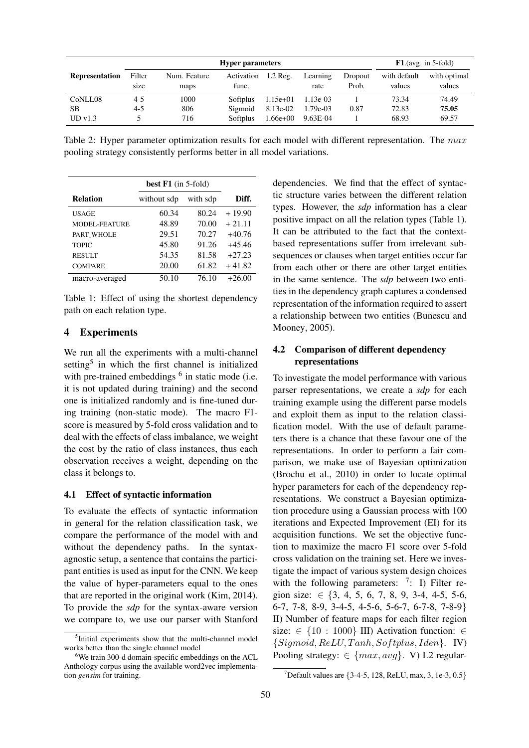| Representation | Hyper parameters | | | | | | F1.(avg. in 5-fold) | |
|---|---|---|---|---|---|---|---|---|
| | Filter size | Num. Feature maps | Activation func. | L2 Reg. | Learning rate | Dropout Prob. | with default values | with optimal values |
| CoNLL08 | 4-5 | 1000 | Softplus | 1.15e+01 | 1.13e-03 | 1 | 73.34 | 74.49 |
| SB | 4-5 | 806 | Sigmoid | 8.13e-02 | 1.79e-03 | 0.87 | 72.83 | **75.05** |
| UD v1.3 | 5 | 716 | Softplus | 1.66e+00 | 9.63E-04 | 1 | 68.93 | 69.57 |

Table 2: Hyper parameter optimization results for each model with different representation. The $max$ pooling strategy consistently performs better in all model variations.

| Relation | best F1 (in 5-fold) | | Diff. |
|---|---|---|---|
| | without sdp | with sdp | |
| USAGE | 60.34 | 80.24 | + 19.90 |
| MODEL-FEATURE | 48.89 | 70.00 | + 21.11 |
| PART_WHOLE | 29.51 | 70.27 | +40.76 |
| TOPIC | 45.80 | 91.26 | +45.46 |
| RESULT | 54.35 | 81.58 | +27.23 |
| COMPARE | 20.00 | 61.82 | + 41.82 |
| macro-averaged | 50.10 | 76.10 | +26.00 |

Table 1: Effect of using the shortest dependency path on each relation type.

## 4 Experiments

We run all the experiments with a multi-channel setting[5] in which the first channel is initialized with pre-trained embeddings [6] in static mode (i.e. it is not updated during training) and the second one is initialized randomly and is fine-tuned during training (non-static mode). The macro F1-score is measured by 5-fold cross validation and to deal with the effects of class imbalance, we weight the cost by the ratio of class instances, thus each observation receives a weight, depending on the class it belongs to.

### 4.1 Effect of syntactic information

To evaluate the effects of syntactic information in general for the relation classification task, we compare the performance of the model with and without the dependency paths. In the syntax-agnostic setup, a sentence that contains the participant entities is used as input for the CNN. We keep the value of hyper-parameters equal to the ones that are reported in the original work (Kim, 2014). To provide the *sdp* for the syntax-aware version we compare to, we use our parser with Stanford dependencies. We find that the effect of syntactic structure varies between the different relation types. However, the *sdp* information has a clear positive impact on all the relation types (Table 1). It can be attributed to the fact that the context-based representations suffer from irrelevant subsequences or clauses when target entities occur far from each other or there are other target entities in the same sentence. The *sdp* between two entities in the dependency graph captures a condensed representation of the information required to assert a relationship between two entities (Bunescu and Mooney, 2005).

### 4.2 Comparison of different dependency representations

To investigate the model performance with various parser representations, we create a *sdp* for each training example using the different parse models and exploit them as input to the relation classification model. With the use of default parameters there is a chance that these favour one of the representations. In order to perform a fair comparison, we make use of Bayesian optimization (Brochu et al., 2010) in order to locate optimal hyper parameters for each of the dependency representations. We construct a Bayesian optimization procedure using a Gaussian process with 100 iterations and Expected Improvement (EI) for its acquisition functions. We set the objective function to maximize the macro F1 score over 5-fold cross validation on the training set. Here we investigate the impact of various system design choices with the following parameters: [7]: I) Filter region size: $\in \{3, 4, 5, 6, 7, 8, 9, 3\text{-}4, 4\text{-}5, 5\text{-}6, 6\text{-}7, 7\text{-}8, 8\text{-}9, 3\text{-}4\text{-}5, 4\text{-}5\text{-}6, 5\text{-}6\text{-}7, 6\text{-}7\text{-}8, 7\text{-}8\text{-}9\}$ II) Number of feature maps for each filter region size: $\in \{10 : 1000\}$ III) Activation function: $\in \{Sigmoid, ReLU, Tanh, Softplus, Iden\}$. IV) Pooling strategy: $\in \{max, avg\}$. V) L2 regular-

[5] Initial experiments show that the multi-channel model works better than the single channel model

[6] We train 300-d domain-specific embeddings on the ACL Anthology corpus using the available word2vec implementation *gensim* for training.

[7] Default values are {3-4-5, 128, ReLU, max, 3, 1e-3, 0.5}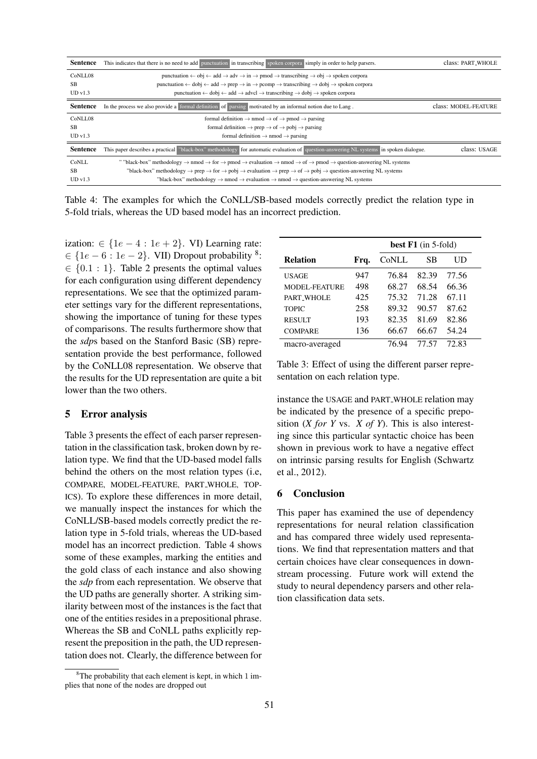| Sentence | This indicates that there is no need to add punctuation in transcribing spoken corpora simply in order to help parsers. | class: PART_WHOLE |
|---|---|---|
| CoNLL08 | punctuation ← obj ← add → adv → in → pmod → transcribing → obj → spoken corpora | |
| SB | punctuation ← dobj ← add → prep → in → pcomp → transcribing → dobj → spoken corpora | |
| UD v1.3 | punctuation ← dobj ← add → advcl → transcribing → dobj → spoken corpora | |
| **Sentence** | In the process we also provide a formal definition of parsing motivated by an informal notion due to Lang . | class: MODEL-FEATURE |
| CoNLL08 | formal definition → nmod → of → pmod → parsing | |
| SB | formal definition → prep → of → pobj → parsing | |
| UD v1.3 | formal definition → nmod → parsing | |
| **Sentence** | This paper describes a practical "black-box" methodology for automatic evaluation of question-answering NL systems in spoken dialogue. | class: USAGE |
| CoNLL | " "black-box" methodology → nmod → for → pmod → evaluation → nmod → of → pmod → question-answering NL systems | |
| SB | "black-box" methodology → prep → for → pobj → evaluation → prep → of → pobj → question-answering NL systems | |
| UD v1.3 | "black-box" methodology → nmod → evaluation → nmod → question-answering NL systems | |

Table 4: The examples for which the CoNLL/SB-based models correctly predict the relation type in 5-fold trials, whereas the UD based model has an incorrect prediction.

ization: $\in \{1e-4 : 1e+2\}$. VI) Learning rate: $\in \{1e-6 : 1e-2\}$. VII) Dropout probability [8]: $\in \{0.1 : 1\}$. Table 2 presents the optimal values for each configuration using different dependency representations. We see that the optimized parameter settings vary for the different representations, showing the importance of tuning for these types of comparisons. The results furthermore show that the *sdp*s based on the Stanford Basic (SB) representation provide the best performance, followed by the CoNLL08 representation. We observe that the results for the UD representation are quite a bit lower than the two others.

## 5 Error analysis

Table 3 presents the effect of each parser representation in the classification task, broken down by relation type. We find that the UD-based model falls behind the others on the most relation types (i.e, COMPARE, MODEL-FEATURE, PART_WHOLE, TOPICS). To explore these differences in more detail, we manually inspect the instances for which the CoNLL/SB-based models correctly predict the relation type in 5-fold trials, whereas the UD-based model has an incorrect prediction. Table 4 shows some of these examples, marking the entities and the gold class of each instance and also showing the *sdp* from each representation. We observe that the UD paths are generally shorter. A striking similarity between most of the instances is the fact that one of the entities resides in a prepositional phrase. Whereas the SB and CoNLL paths explicitly represent the preposition in the path, the UD representation does not. Clearly, the difference between for instance the USAGE and PART_WHOLE relation may be indicated by the presence of a specific preposition (*X for Y* vs. *X of Y*). This is also interesting since this particular syntactic choice has been shown in previous work to have a negative effect on intrinsic parsing results for English (Schwartz et al., 2012).

| | | **best F1** (in 5-fold) | | |
|---|---|---|---|---|
| **Relation** | **Frq.** | CoNLL | SB | UD |
| USAGE | 947 | 76.84 | 82.39 | 77.56 |
| MODEL-FEATURE | 498 | 68.27 | 68.54 | 66.36 |
| PART_WHOLE | 425 | 75.32 | 71.28 | 67.11 |
| TOPIC | 258 | 89.32 | 90.57 | 87.62 |
| RESULT | 193 | 82.35 | 81.69 | 82.86 |
| COMPARE | 136 | 66.67 | 66.67 | 54.24 |
| macro-averaged | | 76.94 | 77.57 | 72.83 |

Table 3: Effect of using the different parser representation on each relation type.

## 6 Conclusion

This paper has examined the use of dependency representations for neural relation classification and has compared three widely used representations. We find that representation matters and that certain choices have clear consequences in downstream processing. Future work will extend the study to neural dependency parsers and other relation classification data sets.

[8] The probability that each element is kept, in which 1 implies that none of the nodes are dropped out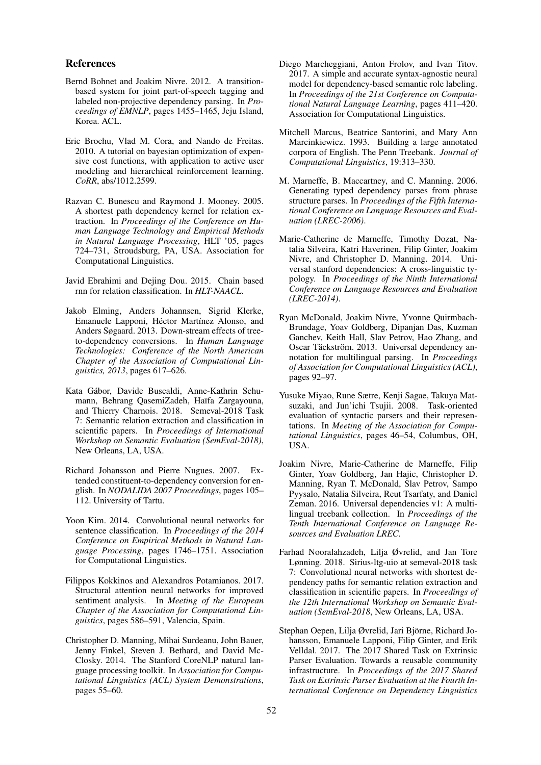## References

Bernd Bohnet and Joakim Nivre. 2012. A transition-based system for joint part-of-speech tagging and labeled non-projective dependency parsing. In *Proceedings of EMNLP*, pages 1455–1465, Jeju Island, Korea. ACL.

Eric Brochu, Vlad M. Cora, and Nando de Freitas. 2010. A tutorial on bayesian optimization of expensive cost functions, with application to active user modeling and hierarchical reinforcement learning. *CoRR*, abs/1012.2599.

Razvan C. Bunescu and Raymond J. Mooney. 2005. A shortest path dependency kernel for relation extraction. In *Proceedings of the Conference on Human Language Technology and Empirical Methods in Natural Language Processing*, HLT '05, pages 724–731, Stroudsburg, PA, USA. Association for Computational Linguistics.

Javid Ebrahimi and Dejing Dou. 2015. Chain based rnn for relation classification. In *HLT-NAACL*.

Jakob Elming, Anders Johannsen, Sigrid Klerke, Emanuele Lapponi, Héctor Martínez Alonso, and Anders Søgaard. 2013. Down-stream effects of tree-to-dependency conversions. In *Human Language Technologies: Conference of the North American Chapter of the Association of Computational Linguistics, 2013*, pages 617–626.

Kata Gábor, Davide Buscaldi, Anne-Kathrin Schumann, Behrang QasemiZadeh, Haïfa Zargayouna, and Thierry Charnois. 2018. Semeval-2018 Task 7: Semantic relation extraction and classification in scientific papers. In *Proceedings of International Workshop on Semantic Evaluation (SemEval-2018)*, New Orleans, LA, USA.

Richard Johansson and Pierre Nugues. 2007. Extended constituent-to-dependency conversion for english. In *NODALIDA 2007 Proceedings*, pages 105–112. University of Tartu.

Yoon Kim. 2014. Convolutional neural networks for sentence classification. In *Proceedings of the 2014 Conference on Empirical Methods in Natural Language Processing*, pages 1746–1751. Association for Computational Linguistics.

Filippos Kokkinos and Alexandros Potamianos. 2017. Structural attention neural networks for improved sentiment analysis. In *Meeting of the European Chapter of the Association for Computational Linguistics*, pages 586–591, Valencia, Spain.

Christopher D. Manning, Mihai Surdeanu, John Bauer, Jenny Finkel, Steven J. Bethard, and David McClosky. 2014. The Stanford CoreNLP natural language processing toolkit. In *Association for Computational Linguistics (ACL) System Demonstrations*, pages 55–60.

Diego Marcheggiani, Anton Frolov, and Ivan Titov. 2017. A simple and accurate syntax-agnostic neural model for dependency-based semantic role labeling. In *Proceedings of the 21st Conference on Computational Natural Language Learning*, pages 411–420. Association for Computational Linguistics.

Mitchell Marcus, Beatrice Santorini, and Mary Ann Marcinkiewicz. 1993. Building a large annotated corpora of English. The Penn Treebank. *Journal of Computational Linguistics*, 19:313–330.

M. Marneffe, B. Maccartney, and C. Manning. 2006. Generating typed dependency parses from phrase structure parses. In *Proceedings of the Fifth International Conference on Language Resources and Evaluation (LREC-2006)*.

Marie-Catherine de Marneffe, Timothy Dozat, Natalia Silveira, Katri Haverinen, Filip Ginter, Joakim Nivre, and Christopher D. Manning. 2014. Universal stanford dependencies: A cross-linguistic typology. In *Proceedings of the Ninth International Conference on Language Resources and Evaluation (LREC-2014)*.

Ryan McDonald, Joakim Nivre, Yvonne Quirmbach-Brundage, Yoav Goldberg, Dipanjan Das, Kuzman Ganchev, Keith Hall, Slav Petrov, Hao Zhang, and Oscar Täckström. 2013. Universal dependency annotation for multilingual parsing. In *Proceedings of Association for Computational Linguistics (ACL)*, pages 92–97.

Yusuke Miyao, Rune Sætre, Kenji Sagae, Takuya Matsuzaki, and Jun'ichi Tsujii. 2008. Task-oriented evaluation of syntactic parsers and their representations. In *Meeting of the Association for Computational Linguistics*, pages 46–54, Columbus, OH, USA.

Joakim Nivre, Marie-Catherine de Marneffe, Filip Ginter, Yoav Goldberg, Jan Hajic, Christopher D. Manning, Ryan T. McDonald, Slav Petrov, Sampo Pyysalo, Natalia Silveira, Reut Tsarfaty, and Daniel Zeman. 2016. Universal dependencies v1: A multilingual treebank collection. In *Proceedings of the Tenth International Conference on Language Resources and Evaluation LREC*.

Farhad Nooralahzadeh, Lilja Øvrelid, and Jan Tore Lønning. 2018. Sirius-ltg-uio at semeval-2018 task 7: Convolutional neural networks with shortest dependency paths for semantic relation extraction and classification in scientific papers. In *Proceedings of the 12th International Workshop on Semantic Evaluation (SemEval-2018*, New Orleans, LA, USA.

Stephan Oepen, Lilja Øvrelid, Jari Björne, Richard Johansson, Emanuele Lapponi, Filip Ginter, and Erik Velldal. 2017. The 2017 Shared Task on Extrinsic Parser Evaluation. Towards a reusable community infrastructure. In *Proceedings of the 2017 Shared Task on Extrinsic Parser Evaluation at the Fourth International Conference on Dependency Linguistics*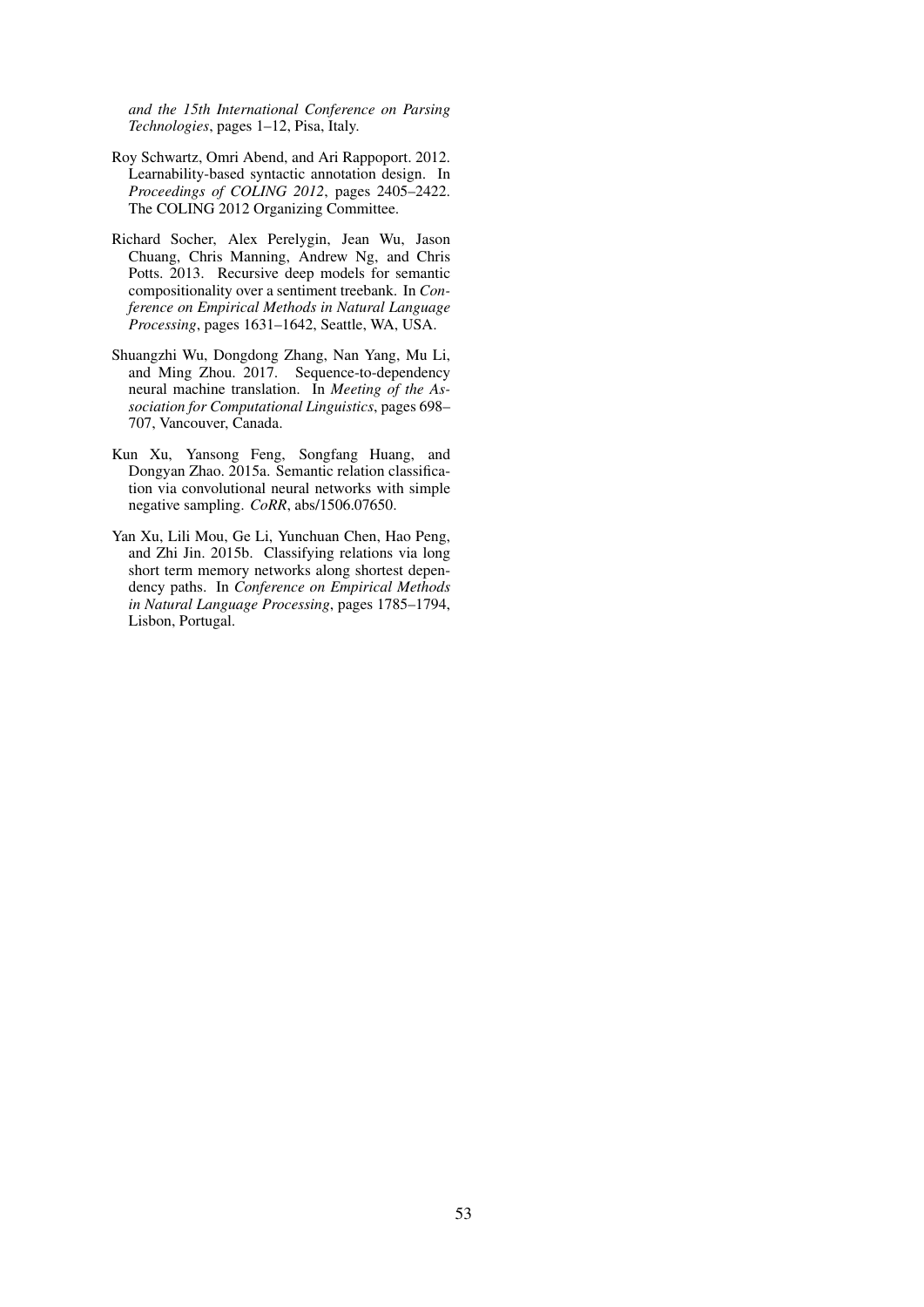*and the 15th International Conference on Parsing Technologies*, pages 1–12, Pisa, Italy.

Roy Schwartz, Omri Abend, and Ari Rappoport. 2012. Learnability-based syntactic annotation design. In *Proceedings of COLING 2012*, pages 2405–2422. The COLING 2012 Organizing Committee.

Richard Socher, Alex Perelygin, Jean Wu, Jason Chuang, Chris Manning, Andrew Ng, and Chris Potts. 2013. Recursive deep models for semantic compositionality over a sentiment treebank. In *Conference on Empirical Methods in Natural Language Processing*, pages 1631–1642, Seattle, WA, USA.

Shuangzhi Wu, Dongdong Zhang, Nan Yang, Mu Li, and Ming Zhou. 2017. Sequence-to-dependency neural machine translation. In *Meeting of the Association for Computational Linguistics*, pages 698–707, Vancouver, Canada.

Kun Xu, Yansong Feng, Songfang Huang, and Dongyan Zhao. 2015a. Semantic relation classification via convolutional neural networks with simple negative sampling. *CoRR*, abs/1506.07650.

Yan Xu, Lili Mou, Ge Li, Yunchuan Chen, Hao Peng, and Zhi Jin. 2015b. Classifying relations via long short term memory networks along shortest dependency paths. In *Conference on Empirical Methods in Natural Language Processing*, pages 1785–1794, Lisbon, Portugal.